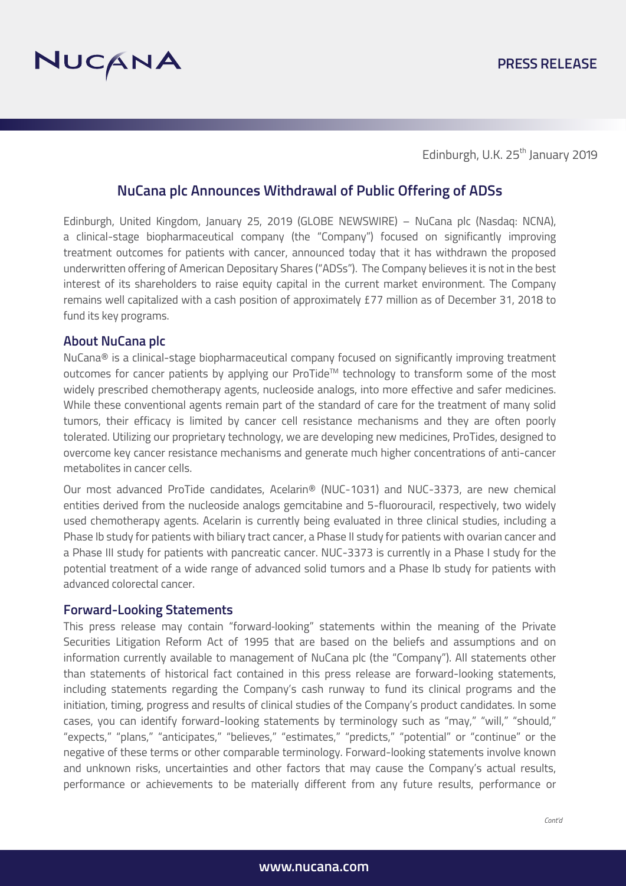Edinburgh, U.K. 25th January 2019

# NuCana plc Announces Withdrawal of Public Offering of ADSs

Edinburgh, United Kingdom, January 25, 2019 (GLOBE NEWSWIRE) – NuCana plc (Nasdaq: NCNA), a clinical-stage biopharmaceutical company (the "Company") focused on significantly improving treatment outcomes for patients with cancer, announced today that it has withdrawn the proposed underwritten offering of American Depositary Shares ("ADSs"). The Company believes it is not in the best interest of its shareholders to raise equity capital in the current market environment. The Company remains well capitalized with a cash position of approximately £77 million as of December 31, 2018 to fund its key programs.

## About NuCana plc

NuCana® is a clinical-stage biopharmaceutical company focused on significantly improving treatment outcomes for cancer patients by applying our ProTide™ technology to transform some of the most widely prescribed chemotherapy agents, nucleoside analogs, into more effective and safer medicines. While these conventional agents remain part of the standard of care for the treatment of many solid tumors, their efficacy is limited by cancer cell resistance mechanisms and they are often poorly tolerated. Utilizing our proprietary technology, we are developing new medicines, ProTides, designed to overcome key cancer resistance mechanisms and generate much higher concentrations of anti-cancer metabolites in cancer cells.

Our most advanced ProTide candidates, Acelarin® (NUC-1031) and NUC-3373, are new chemical entities derived from the nucleoside analogs gemcitabine and 5-fluorouracil, respectively, two widely used chemotherapy agents. Acelarin is currently being evaluated in three clinical studies, including a Phase Ib study for patients with biliary tract cancer, a Phase II study for patients with ovarian cancer and a Phase III study for patients with pancreatic cancer. NUC-3373 is currently in a Phase I study for the potential treatment of a wide range of advanced solid tumors and a Phase Ib study for patients with advanced colorectal cancer.

## Forward-Looking Statements

This press release may contain "forward-looking" statements within the meaning of the Private Securities Litigation Reform Act of 1995 that are based on the beliefs and assumptions and on information currently available to management of NuCana plc (the "Company"). All statements other than statements of historical fact contained in this press release are forward-looking statements, including statements regarding the Company's cash runway to fund its clinical programs and the initiation, timing, progress and results of clinical studies of the Company's product candidates. In some cases, you can identify forward-looking statements by terminology such as "may," "will," "should," "expects," "plans," "anticipates," "believes," "estimates," "predicts," "potential" or "continue" or the negative of these terms or other comparable terminology. Forward-looking statements involve known and unknown risks, uncertainties and other factors that may cause the Company's actual results, performance or achievements to be materially different from any future results, performance or

*Cont'd*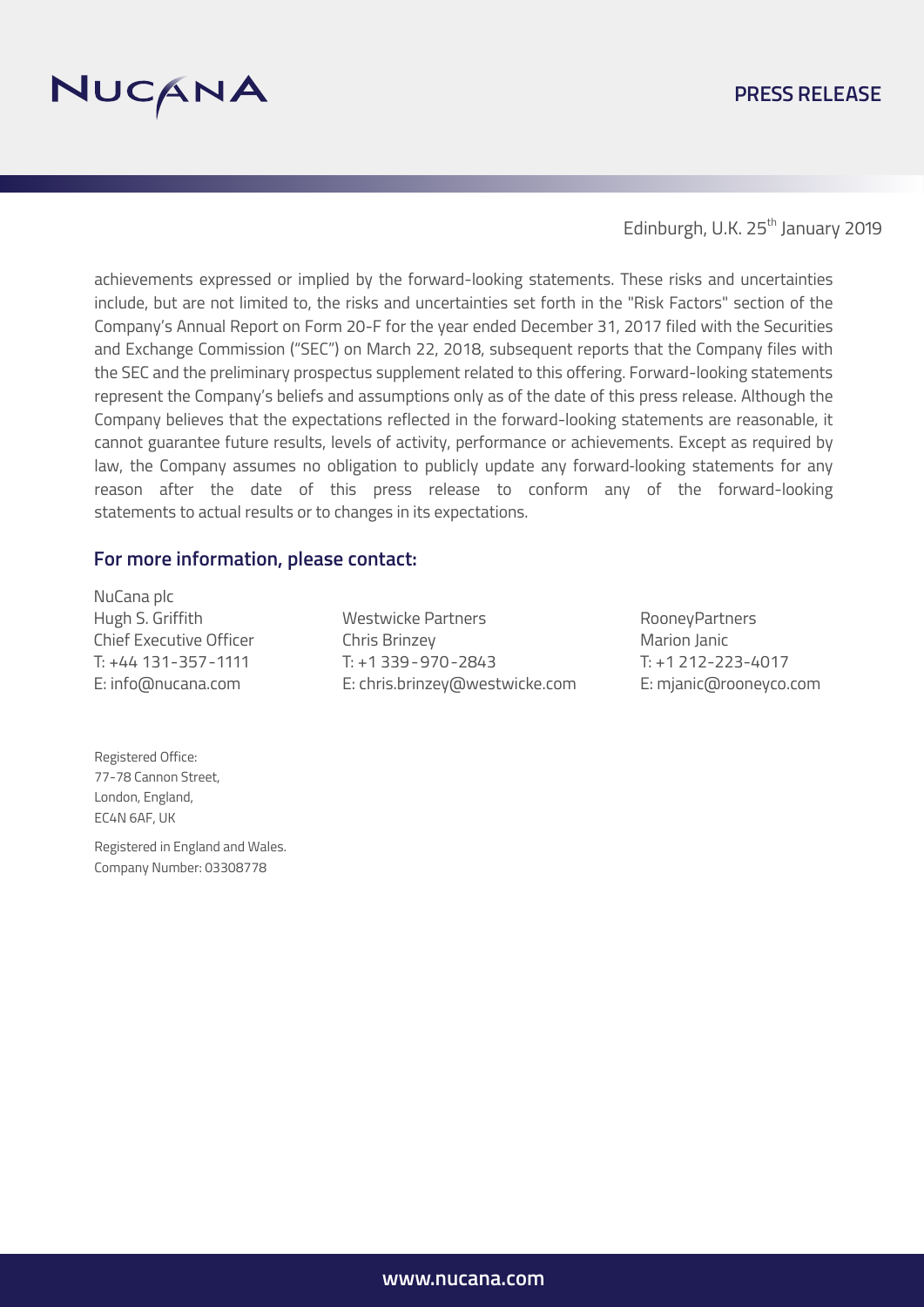Edinburgh, U.K. 25th January 2019

achievements expressed or implied by the forward-looking statements. These risks and uncertainties include, but are not limited to, the risks and uncertainties set forth in the "Risk Factors" section of the Company's Annual Report on Form 20-F for the year ended December 31, 2017 filed with the Securities and Exchange Commission ("SEC") on March 22, 2018, subsequent reports that the Company files with the SEC and the preliminary prospectus supplement related to this offering. Forward-looking statements represent the Company's beliefs and assumptions only as of the date of this press release. Although the Company believes that the expectations reflected in the forward-looking statements are reasonable, it cannot guarantee future results, levels of activity, performance or achievements. Except as required by law, the Company assumes no obligation to publicly update any forward-looking statements for any reason after the date of this press release to conform any of the forward-looking statements to actual results or to changes in its expectations.

## For more information, please contact:

NuCana plc
Hugh S. Griffith
Chief Executive Officer
T: +44 131-357-1111
E: info@nucana.com

Westwicke Partners
Chris Brinzey
T: +1 339-970-2843
E: chris.brinzey@westwicke.com

RooneyPartners
Marion Janic
T: +1 212-223-4017
E: mjanic@rooneyco.com

Registered Office:
77-78 Cannon Street,
London, England,
EC4N 6AF, UK

Registered in England and Wales.
Company Number: 03308778